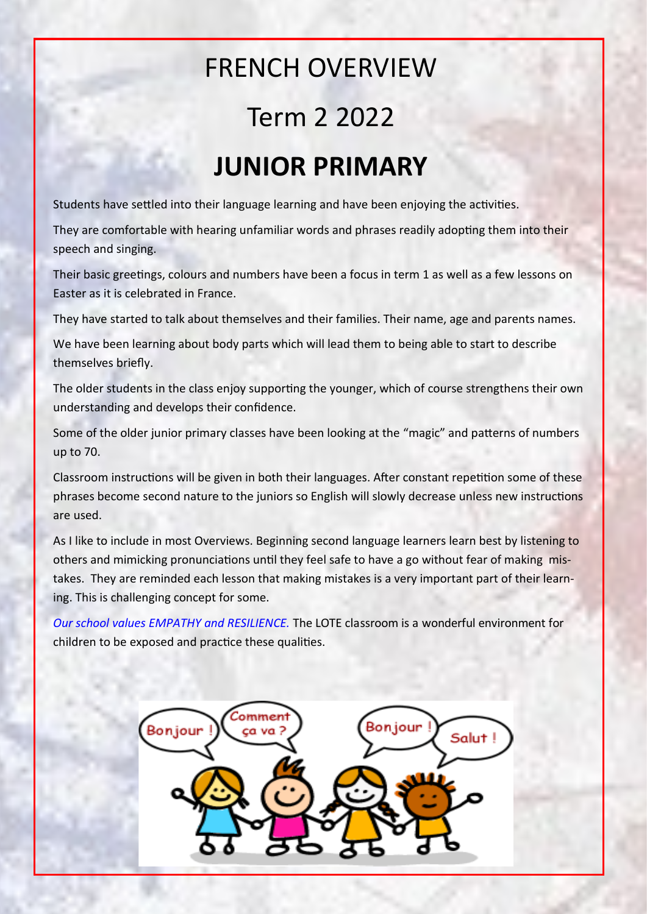# FRENCH OVERVIEW

# Term 2 2022

# JUNIOR PRIMARY

Students have settled into their language learning and have been enjoying the activities.

They are comfortable with hearing unfamiliar words and phrases readily adopting them into their speech and singing.

Their basic greetings, colours and numbers have been a focus in term 1 as well as a few lessons on Easter as it is celebrated in France.

They have started to talk about themselves and their families. Their name, age and parents names.

We have been learning about body parts which will lead them to being able to start to describe themselves briefly.

The older students in the class enjoy supporting the younger, which of course strengthens their own understanding and develops their confidence.

Some of the older junior primary classes have been looking at the "magic" and patterns of numbers up to 70.

Classroom instructions will be given in both their languages. After constant repetition some of these phrases become second nature to the juniors so English will slowly decrease unless new instructions are used.

As I like to include in most Overviews. Beginning second language learners learn best by listening to others and mimicking pronunciations until they feel safe to have a go without fear of making mistakes. They are reminded each lesson that making mistakes is a very important part of their learning. This is challenging concept for some.

*Our school values EMPATHY and RESILIENCE.* The LOTE classroom is a wonderful environment for children to be exposed and practice these qualities.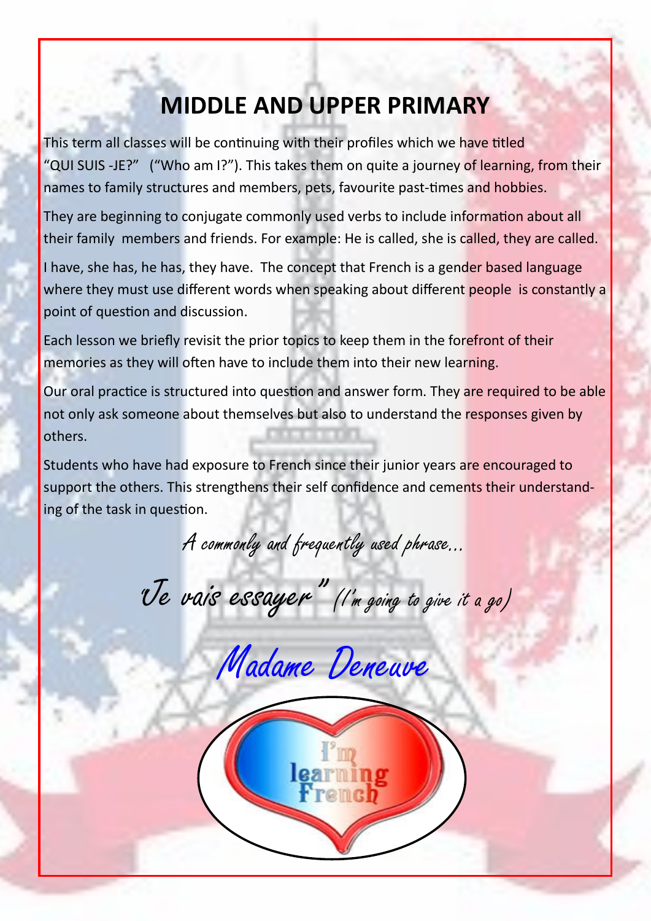## MIDDLE AND UPPER PRIMARY

This term all classes will be continuing with their profiles which we have titled "QUI SUIS -JE?" ("Who am I?"). This takes them on quite a journey of learning, from their names to family structures and members, pets, favourite past-times and hobbies.

They are beginning to conjugate commonly used verbs to include information about all their family members and friends. For example: He is called, she is called, they are called.

I have, she has, he has, they have. The concept that French is a gender based language where they must use different words when speaking about different people is constantly a point of question and discussion.

Each lesson we briefly revisit the prior topics to keep them in the forefront of their memories as they will often have to include them into their new learning.

Our oral practice is structured into question and answer form. They are required to be able not only ask someone about themselves but also to understand the responses given by others.

Students who have had exposure to French since their junior years are encouraged to support the others. This strengthens their self confidence and cements their understanding of the task in question.

*A commonly and frequently used phrase...*

*"Je vais essayer" (I'm going to give it a go)*

*Madame Deneuve*

I'm learning French